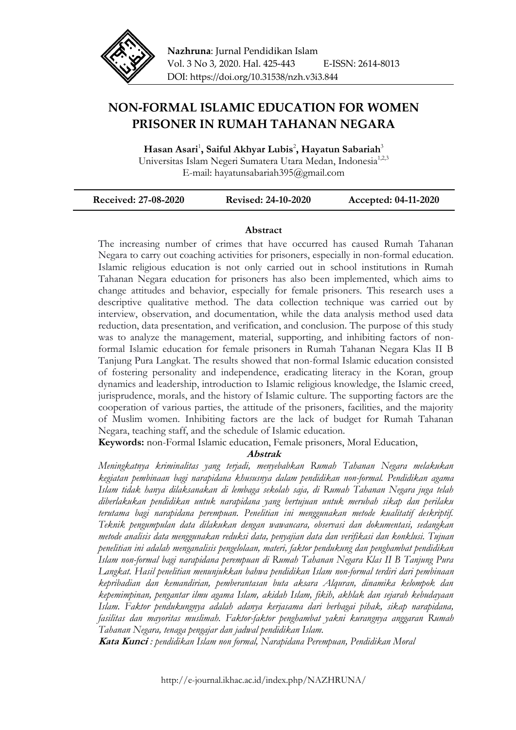**Nazhruna**: Jurnal Pendidikan Islam
Vol. 3 No 3*,* 2020. Hal. 425-443 E-ISSN: 2614-8013
DOI: https://doi.org/10.31538/nzh.v3i3.844

# NON-FORMAL ISLAMIC EDUCATION FOR WOMEN PRISONER IN RUMAH TAHANAN NEGARA

**Hasan Asari**[1]**, Saiful Akhyar Lubis**[2]**, Hayatun Sabariah**[3]
Universitas Islam Negeri Sumatera Utara Medan, Indonesia[1,2,3]
E-mail: hayatunsabariah395@gmail.com

| Received: 27-08-2020 | Revised: 24-10-2020 | Accepted: 04-11-2020 |
|---|---|---|

### Abstract

The increasing number of crimes that have occurred has caused Rumah Tahanan Negara to carry out coaching activities for prisoners, especially in non-formal education. Islamic religious education is not only carried out in school institutions in Rumah Tahanan Negara education for prisoners has also been implemented, which aims to change attitudes and behavior, especially for female prisoners. This research uses a descriptive qualitative method. The data collection technique was carried out by interview, observation, and documentation, while the data analysis method used data reduction, data presentation, and verification, and conclusion. The purpose of this study was to analyze the management, material, supporting, and inhibiting factors of non-formal Islamic education for female prisoners in Rumah Tahanan Negara Klas II B Tanjung Pura Langkat. The results showed that non-formal Islamic education consisted of fostering personality and independence, eradicating literacy in the Koran, group dynamics and leadership, introduction to Islamic religious knowledge, the Islamic creed, jurisprudence, morals, and the history of Islamic culture. The supporting factors are the cooperation of various parties, the attitude of the prisoners, facilities, and the majority of Muslim women. Inhibiting factors are the lack of budget for Rumah Tahanan Negara, teaching staff, and the schedule of Islamic education.

**Keywords:** non-Formal Islamic education, Female prisoners, Moral Education,

### Abstrak

*Meningkatnya kriminalitas yang terjadi, menyebabkan Rumah Tahanan Negara melakukan kegiatan pembinaan bagi narapidana khususnya dalam pendidikan non-formal. Pendidikan agama Islam tidak hanya dilaksanakan di lembaga sekolah saja, di Rumah Tahanan Negara juga telah diberlakukan pendidikan untuk narapidana yang bertujuan untuk merubah sikap dan perilaku terutama bagi narapidana perempuan. Penelitian ini menggunakan metode kualitatif deskriptif. Teknik pengumpulan data dilakukan dengan wawancara, observasi dan dokumentasi, sedangkan metode analisis data menggunakan reduksi data, penyajian data dan verifikasi dan konklusi. Tujuan penelitian ini adalah menganalisis pengelolaan, materi, faktor pendukung dan penghambat pendidikan Islam non-formal bagi narapidana perempuan di Rumah Tahanan Negara Klas II B Tanjung Pura Langkat. Hasil penelitian menunjukkan bahwa pendidikan Islam non-formal terdiri dari pembinaan kepribadian dan kemandirian, pemberantasan buta aksara Alquran, dinamika kelompok dan kepemimpinan, pengantar ilmu agama Islam, akidah Islam, fikih, akhlak dan sejarah kebudayaan Islam. Faktor pendukungnya adalah adanya kerjasama dari berbagai pihak, sikap narapidana, fasilitas dan mayoritas muslimah. Faktor-faktor penghambat yakni kurangnya anggaran Rumah Tahanan Negara, tenaga pengajar dan jadwal pendidikan Islam.*

**Kata Kunci** *: pendidikan Islam non formal, Narapidana Perempuan, Pendidikan Moral*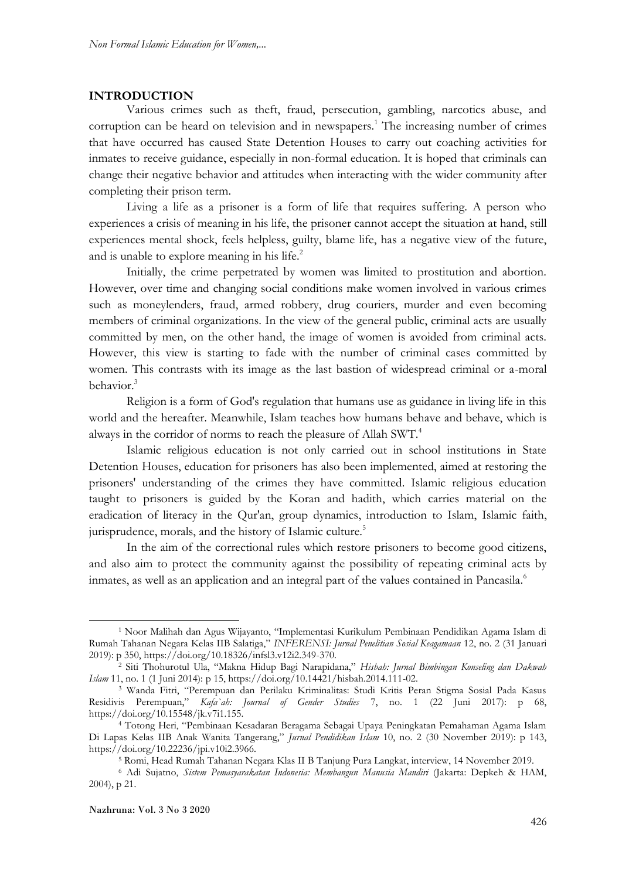## INTRODUCTION

Various crimes such as theft, fraud, persecution, gambling, narcotics abuse, and corruption can be heard on television and in newspapers.[1] The increasing number of crimes that have occurred has caused State Detention Houses to carry out coaching activities for inmates to receive guidance, especially in non-formal education. It is hoped that criminals can change their negative behavior and attitudes when interacting with the wider community after completing their prison term.

Living a life as a prisoner is a form of life that requires suffering. A person who experiences a crisis of meaning in his life, the prisoner cannot accept the situation at hand, still experiences mental shock, feels helpless, guilty, blame life, has a negative view of the future, and is unable to explore meaning in his life.[2]

Initially, the crime perpetrated by women was limited to prostitution and abortion. However, over time and changing social conditions make women involved in various crimes such as moneylenders, fraud, armed robbery, drug couriers, murder and even becoming members of criminal organizations. In the view of the general public, criminal acts are usually committed by men, on the other hand, the image of women is avoided from criminal acts. However, this view is starting to fade with the number of criminal cases committed by women. This contrasts with its image as the last bastion of widespread criminal or a-moral behavior.[3]

Religion is a form of God's regulation that humans use as guidance in living life in this world and the hereafter. Meanwhile, Islam teaches how humans behave and behave, which is always in the corridor of norms to reach the pleasure of Allah SWT.[4]

Islamic religious education is not only carried out in school institutions in State Detention Houses, education for prisoners has also been implemented, aimed at restoring the prisoners' understanding of the crimes they have committed. Islamic religious education taught to prisoners is guided by the Koran and hadith, which carries material on the eradication of literacy in the Qur'an, group dynamics, introduction to Islam, Islamic faith, jurisprudence, morals, and the history of Islamic culture.[5]

In the aim of the correctional rules which restore prisoners to become good citizens, and also aim to protect the community against the possibility of repeating criminal acts by inmates, as well as an application and an integral part of the values contained in Pancasila.[6]

---

[1] Noor Malihah dan Agus Wijayanto, "Implementasi Kurikulum Pembinaan Pendidikan Agama Islam di Rumah Tahanan Negara Kelas IIB Salatiga," *INFERENSI: Jurnal Penelitian Sosial Keagamaan* 12, no. 2 (31 Januari 2019): p 350, https://doi.org/10.18326/infsl3.v12i2.349-370.

[2] Siti Thohurotul Ula, "Makna Hidup Bagi Narapidana," *Hisbah: Jurnal Bimbingan Konseling dan Dakwah Islam* 11, no. 1 (1 Juni 2014): p 15, https://doi.org/10.14421/hisbah.2014.111-02.

[3] Wanda Fitri, "Perempuan dan Perilaku Kriminalitas: Studi Kritis Peran Stigma Sosial Pada Kasus Residivis Perempuan," *Kafa`ah: Journal of Gender Studies* 7, no. 1 (22 Juni 2017): p 68, https://doi.org/10.15548/jk.v7i1.155.

[4] Totong Heri, "Pembinaan Kesadaran Beragama Sebagai Upaya Peningkatan Pemahaman Agama Islam Di Lapas Kelas IIB Anak Wanita Tangerang," *Jurnal Pendidikan Islam* 10, no. 2 (30 November 2019): p 143, https://doi.org/10.22236/jpi.v10i2.3966.

[5] Romi, Head Rumah Tahanan Negara Klas II B Tanjung Pura Langkat, interview, 14 November 2019.

[6] Adi Sujatno, *Sistem Pemasyarakatan Indonesia: Membangun Manusia Mandiri* (Jakarta: Depkeh & HAM, 2004), p 21.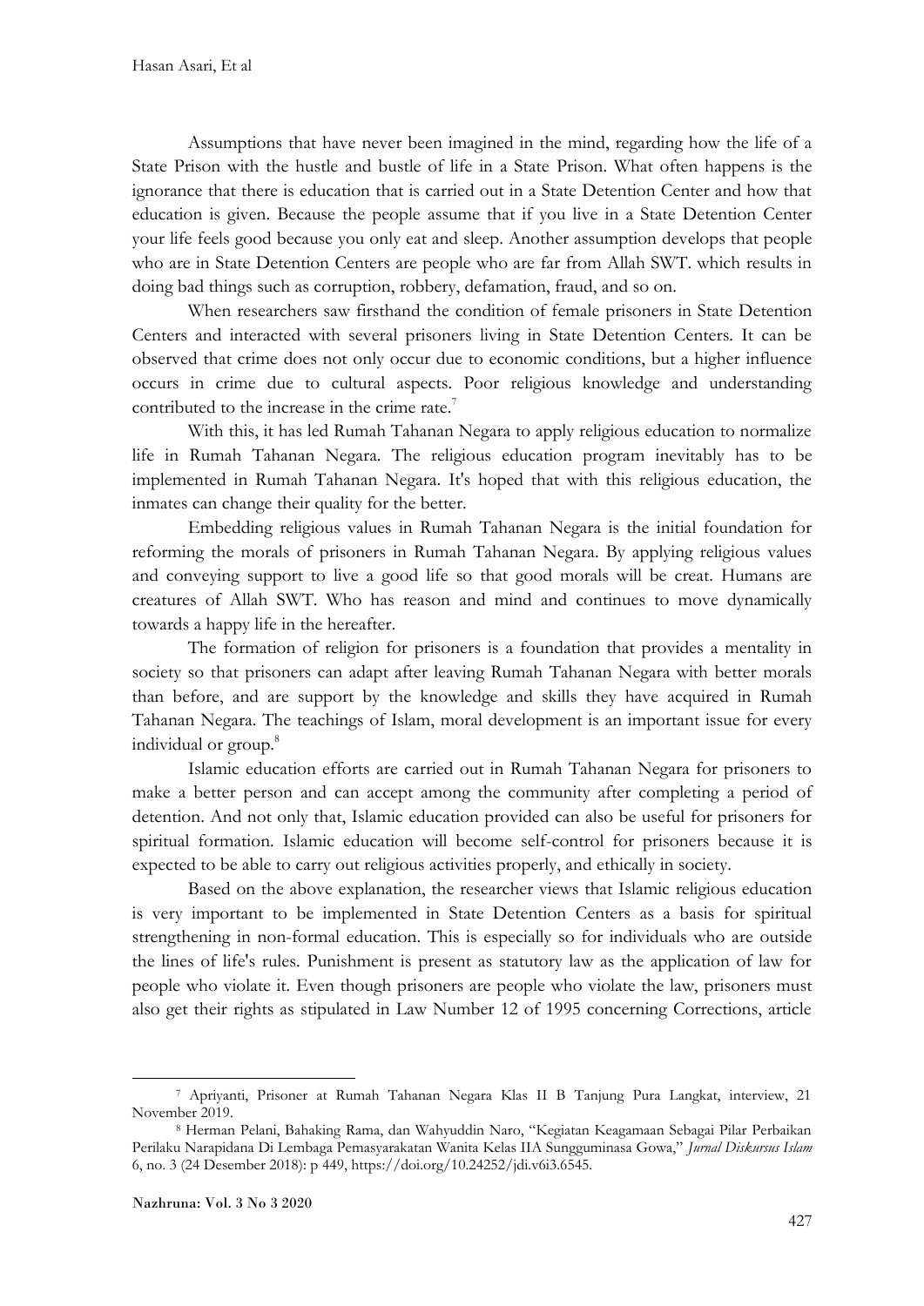Assumptions that have never been imagined in the mind, regarding how the life of a State Prison with the hustle and bustle of life in a State Prison. What often happens is the ignorance that there is education that is carried out in a State Detention Center and how that education is given. Because the people assume that if you live in a State Detention Center your life feels good because you only eat and sleep. Another assumption develops that people who are in State Detention Centers are people who are far from Allah SWT. which results in doing bad things such as corruption, robbery, defamation, fraud, and so on.

When researchers saw firsthand the condition of female prisoners in State Detention Centers and interacted with several prisoners living in State Detention Centers. It can be observed that crime does not only occur due to economic conditions, but a higher influence occurs in crime due to cultural aspects. Poor religious knowledge and understanding contributed to the increase in the crime rate.[7]

With this, it has led Rumah Tahanan Negara to apply religious education to normalize life in Rumah Tahanan Negara. The religious education program inevitably has to be implemented in Rumah Tahanan Negara. It's hoped that with this religious education, the inmates can change their quality for the better.

Embedding religious values in Rumah Tahanan Negara is the initial foundation for reforming the morals of prisoners in Rumah Tahanan Negara. By applying religious values and conveying support to live a good life so that good morals will be creat. Humans are creatures of Allah SWT. Who has reason and mind and continues to move dynamically towards a happy life in the hereafter.

The formation of religion for prisoners is a foundation that provides a mentality in society so that prisoners can adapt after leaving Rumah Tahanan Negara with better morals than before, and are support by the knowledge and skills they have acquired in Rumah Tahanan Negara. The teachings of Islam, moral development is an important issue for every individual or group.[8]

Islamic education efforts are carried out in Rumah Tahanan Negara for prisoners to make a better person and can accept among the community after completing a period of detention. And not only that, Islamic education provided can also be useful for prisoners for spiritual formation. Islamic education will become self-control for prisoners because it is expected to be able to carry out religious activities properly, and ethically in society.

Based on the above explanation, the researcher views that Islamic religious education is very important to be implemented in State Detention Centers as a basis for spiritual strengthening in non-formal education. This is especially so for individuals who are outside the lines of life's rules. Punishment is present as statutory law as the application of law for people who violate it. Even though prisoners are people who violate the law, prisoners must also get their rights as stipulated in Law Number 12 of 1995 concerning Corrections, article

---

[7] Apriyanti, Prisoner at Rumah Tahanan Negara Klas II B Tanjung Pura Langkat, interview, 21 November 2019.

[8] Herman Pelani, Bahaking Rama, dan Wahyuddin Naro, "Kegiatan Keagamaan Sebagai Pilar Perbaikan Perilaku Narapidana Di Lembaga Pemasyarakatan Wanita Kelas IIA Sungguminasa Gowa," *Jurnal Diskursus Islam* 6, no. 3 (24 Desember 2018): p 449, https://doi.org/10.24252/jdi.v6i3.6545.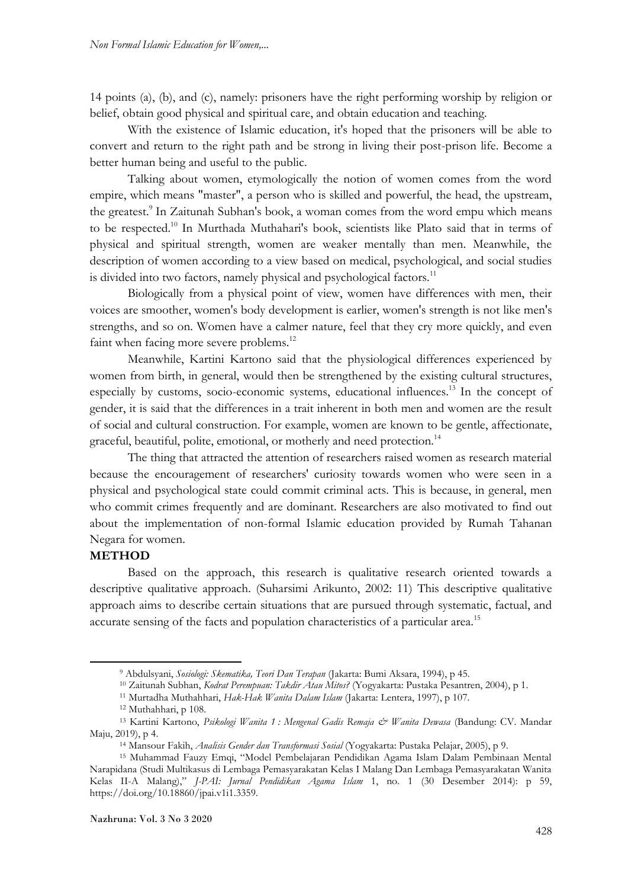14 points (a), (b), and (c), namely: prisoners have the right performing worship by religion or belief, obtain good physical and spiritual care, and obtain education and teaching.

With the existence of Islamic education, it's hoped that the prisoners will be able to convert and return to the right path and be strong in living their post-prison life. Become a better human being and useful to the public.

Talking about women, etymologically the notion of women comes from the word empire, which means "master", a person who is skilled and powerful, the head, the upstream, the greatest.[9] In Zaitunah Subhan's book, a woman comes from the word empu which means to be respected.[10] In Murthada Muthahari's book, scientists like Plato said that in terms of physical and spiritual strength, women are weaker mentally than men. Meanwhile, the description of women according to a view based on medical, psychological, and social studies is divided into two factors, namely physical and psychological factors.[11]

Biologically from a physical point of view, women have differences with men, their voices are smoother, women's body development is earlier, women's strength is not like men's strengths, and so on. Women have a calmer nature, feel that they cry more quickly, and even faint when facing more severe problems.[12]

Meanwhile, Kartini Kartono said that the physiological differences experienced by women from birth, in general, would then be strengthened by the existing cultural structures, especially by customs, socio-economic systems, educational influences.[13] In the concept of gender, it is said that the differences in a trait inherent in both men and women are the result of social and cultural construction. For example, women are known to be gentle, affectionate, graceful, beautiful, polite, emotional, or motherly and need protection.[14]

The thing that attracted the attention of researchers raised women as research material because the encouragement of researchers' curiosity towards women who were seen in a physical and psychological state could commit criminal acts. This is because, in general, men who commit crimes frequently and are dominant. Researchers are also motivated to find out about the implementation of non-formal Islamic education provided by Rumah Tahanan Negara for women.

## METHOD

Based on the approach, this research is qualitative research oriented towards a descriptive qualitative approach. (Suharsimi Arikunto, 2002: 11) This descriptive qualitative approach aims to describe certain situations that are pursued through systematic, factual, and accurate sensing of the facts and population characteristics of a particular area.[15]

---

[9] Abdulsyani, *Sosiologi: Skematika, Teori Dan Terapan* (Jakarta: Bumi Aksara, 1994), p 45.

[10] Zaitunah Subhan, *Kodrat Perempuan: Takdir Atau Mitos?* (Yogyakarta: Pustaka Pesantren, 2004), p 1.

[11] Murtadha Muthahhari, *Hak-Hak Wanita Dalam Islam* (Jakarta: Lentera, 1997), p 107.

[12] Muthahhari, p 108.

[13] Kartini Kartono, *Psikologi Wanita 1 : Mengenal Gadis Remaja & Wanita Dewasa* (Bandung: CV. Mandar Maju, 2019), p 4.

[14] Mansour Fakih, *Analisis Gender dan Transformasi Sosial* (Yogyakarta: Pustaka Pelajar, 2005), p 9.

[15] Muhammad Fauzy Emqi, "Model Pembelajaran Pendidikan Agama Islam Dalam Pembinaan Mental Narapidana (Studi Multikasus di Lembaga Pemasyarakatan Kelas I Malang Dan Lembaga Pemasyarakatan Wanita Kelas II-A Malang)," *J-PAI: Jurnal Pendidikan Agama Islam* 1, no. 1 (30 Desember 2014): p 59, https://doi.org/10.18860/jpai.v1i1.3359.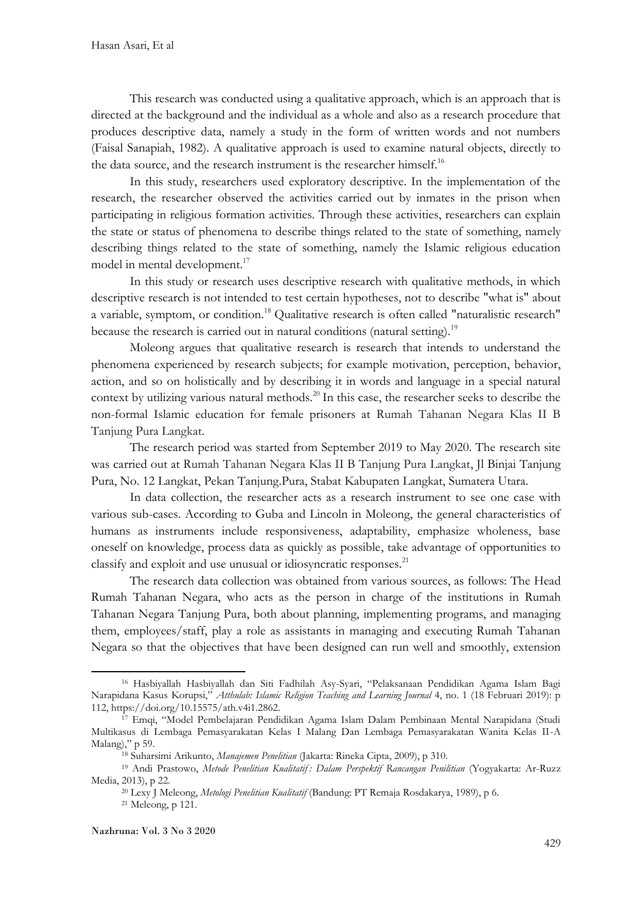This research was conducted using a qualitative approach, which is an approach that is directed at the background and the individual as a whole and also as a research procedure that produces descriptive data, namely a study in the form of written words and not numbers (Faisal Sanapiah, 1982). A qualitative approach is used to examine natural objects, directly to the data source, and the research instrument is the researcher himself.[16]

In this study, researchers used exploratory descriptive. In the implementation of the research, the researcher observed the activities carried out by inmates in the prison when participating in religious formation activities. Through these activities, researchers can explain the state or status of phenomena to describe things related to the state of something, namely describing things related to the state of something, namely the Islamic religious education model in mental development.[17]

In this study or research uses descriptive research with qualitative methods, in which descriptive research is not intended to test certain hypotheses, not to describe "what is" about a variable, symptom, or condition.[18] Qualitative research is often called "naturalistic research" because the research is carried out in natural conditions (natural setting).[19]

Moleong argues that qualitative research is research that intends to understand the phenomena experienced by research subjects; for example motivation, perception, behavior, action, and so on holistically and by describing it in words and language in a special natural context by utilizing various natural methods.[20] In this case, the researcher seeks to describe the non-formal Islamic education for female prisoners at Rumah Tahanan Negara Klas II B Tanjung Pura Langkat.

The research period was started from September 2019 to May 2020. The research site was carried out at Rumah Tahanan Negara Klas II B Tanjung Pura Langkat, Jl Binjai Tanjung Pura, No. 12 Langkat, Pekan Tanjung.Pura, Stabat Kabupaten Langkat, Sumatera Utara.

In data collection, the researcher acts as a research instrument to see one case with various sub-cases. According to Guba and Lincoln in Moleong, the general characteristics of humans as instruments include responsiveness, adaptability, emphasize wholeness, base oneself on knowledge, process data as quickly as possible, take advantage of opportunities to classify and exploit and use unusual or idiosyncratic responses.[21]

The research data collection was obtained from various sources, as follows: The Head Rumah Tahanan Negara, who acts as the person in charge of the institutions in Rumah Tahanan Negara Tanjung Pura, both about planning, implementing programs, and managing them, employees/staff, play a role as assistants in managing and executing Rumah Tahanan Negara so that the objectives that have been designed can run well and smoothly, extension

---

[16] Hasbiyallah Hasbiyallah dan Siti Fadhilah Asy-Syari, "Pelaksanaan Pendidikan Agama Islam Bagi Narapidana Kasus Korupsi," *Atthulab: Islamic Religion Teaching and Learning Journal* 4, no. 1 (18 Februari 2019): p 112, https://doi.org/10.15575/ath.v4i1.2862.

[17] Emqi, "Model Pembelajaran Pendidikan Agama Islam Dalam Pembinaan Mental Narapidana (Studi Multikasus di Lembaga Pemasyarakatan Kelas I Malang Dan Lembaga Pemasyarakatan Wanita Kelas II-A Malang)," p 59.

[18] Suharsimi Arikunto, *Manajemen Penelitian* (Jakarta: Rineka Cipta, 2009), p 310.

[19] Andi Prastowo, *Metode Penelitian Kualitatif : Dalam Perspektif Rancangan Penilitian* (Yogyakarta: Ar-Ruzz Media, 2013), p 22.

[20] Lexy J Meleong, *Metologi Penelitian Kualitatif* (Bandung: PT Remaja Rosdakarya, 1989), p 6.

[21] Meleong, p 121.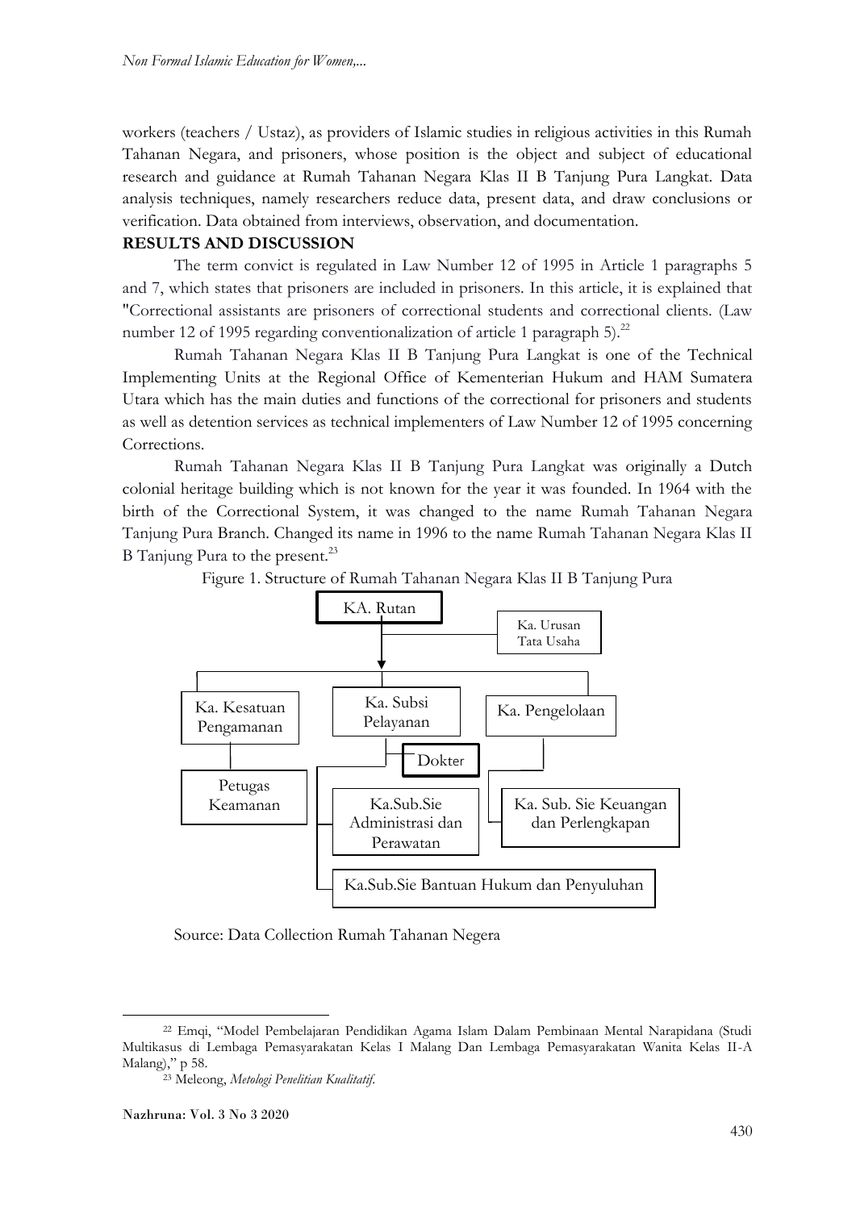workers (teachers / Ustaz), as providers of Islamic studies in religious activities in this Rumah Tahanan Negara, and prisoners, whose position is the object and subject of educational research and guidance at Rumah Tahanan Negara Klas II B Tanjung Pura Langkat. Data analysis techniques, namely researchers reduce data, present data, and draw conclusions or verification. Data obtained from interviews, observation, and documentation.

## RESULTS AND DISCUSSION

The term convict is regulated in Law Number 12 of 1995 in Article 1 paragraphs 5 and 7, which states that prisoners are included in prisoners. In this article, it is explained that "Correctional assistants are prisoners of correctional students and correctional clients. (Law number 12 of 1995 regarding conventionalization of article 1 paragraph 5).[22]

Rumah Tahanan Negara Klas II B Tanjung Pura Langkat is one of the Technical Implementing Units at the Regional Office of Kementerian Hukum and HAM Sumatera Utara which has the main duties and functions of the correctional for prisoners and students as well as detention services as technical implementers of Law Number 12 of 1995 concerning Corrections.

Rumah Tahanan Negara Klas II B Tanjung Pura Langkat was originally a Dutch colonial heritage building which is not known for the year it was founded. In 1964 with the birth of the Correctional System, it was changed to the name Rumah Tahanan Negara Tanjung Pura Branch. Changed its name in 1996 to the name Rumah Tahanan Negara Klas II B Tanjung Pura to the present.[23]

Figure 1. Structure of Rumah Tahanan Negara Klas II B Tanjung Pura

- KA. Rutan
  - Ka. Urusan Tata Usaha
  - Ka. Kesatuan Pengamanan
    - Petugas Keamanan
  - Ka. Subsi Pelayanan
    - Dokter
    - Ka.Sub.Sie Administrasi dan Perawatan
    - Ka.Sub.Sie Bantuan Hukum dan Penyuluhan
  - Ka. Pengelolaan
    - Ka. Sub. Sie Keuangan dan Perlengkapan

Source: Data Collection Rumah Tahanan Negera

---

[22] Emqi, "Model Pembelajaran Pendidikan Agama Islam Dalam Pembinaan Mental Narapidana (Studi Multikasus di Lembaga Pemasyarakatan Kelas I Malang Dan Lembaga Pemasyarakatan Wanita Kelas II-A Malang)," p 58.

[23] Meleong, *Metologi Penelitian Kualitatif*.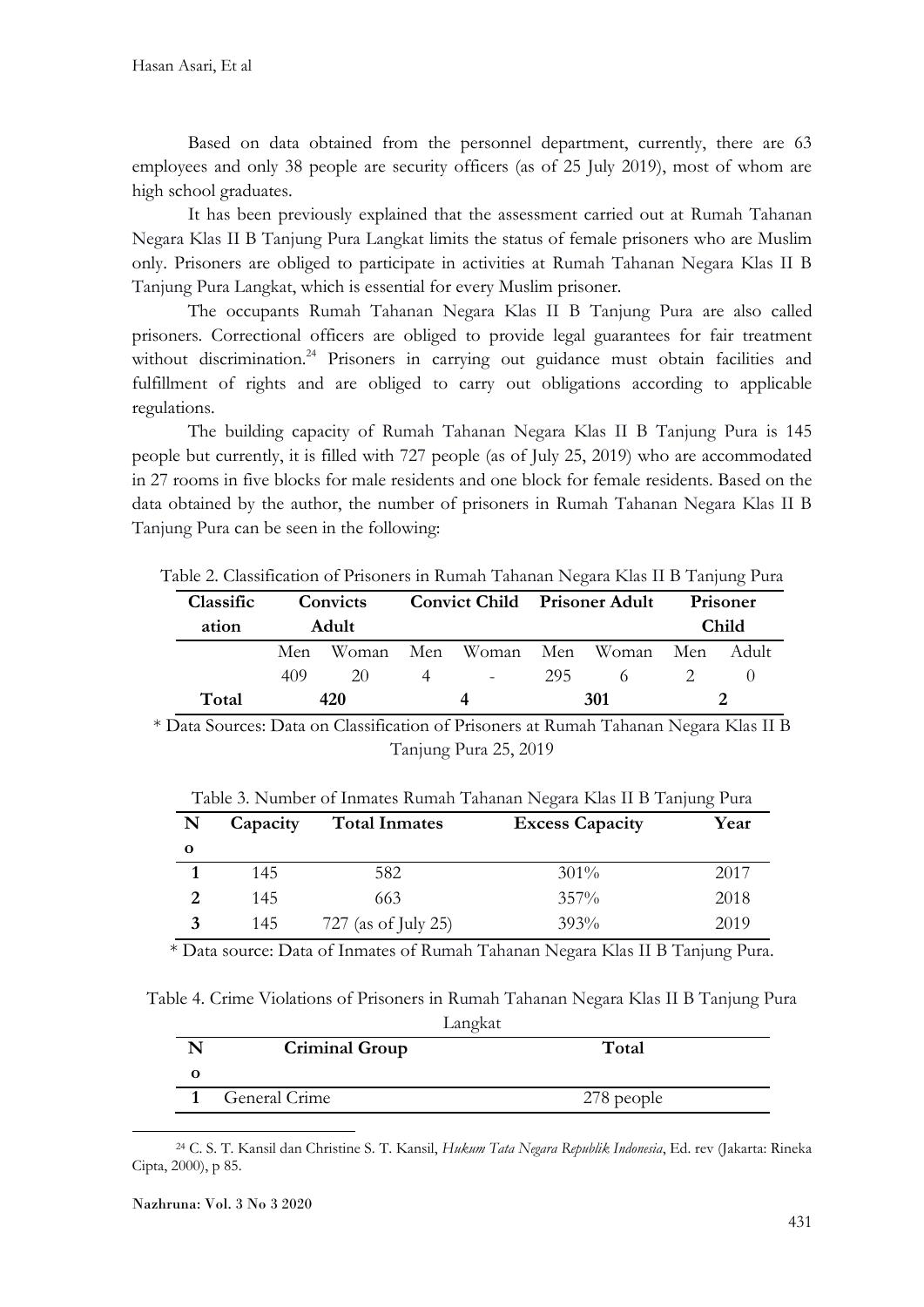Based on data obtained from the personnel department, currently, there are 63 employees and only 38 people are security officers (as of 25 July 2019), most of whom are high school graduates.

It has been previously explained that the assessment carried out at Rumah Tahanan Negara Klas II B Tanjung Pura Langkat limits the status of female prisoners who are Muslim only. Prisoners are obliged to participate in activities at Rumah Tahanan Negara Klas II B Tanjung Pura Langkat, which is essential for every Muslim prisoner.

The occupants Rumah Tahanan Negara Klas II B Tanjung Pura are also called prisoners. Correctional officers are obliged to provide legal guarantees for fair treatment without discrimination.[24] Prisoners in carrying out guidance must obtain facilities and fulfillment of rights and are obliged to carry out obligations according to applicable regulations.

The building capacity of Rumah Tahanan Negara Klas II B Tanjung Pura is 145 people but currently, it is filled with 727 people (as of July 25, 2019) who are accommodated in 27 rooms in five blocks for male residents and one block for female residents. Based on the data obtained by the author, the number of prisoners in Rumah Tahanan Negara Klas II B Tanjung Pura can be seen in the following:

Table 2. Classification of Prisoners in Rumah Tahanan Negara Klas II B Tanjung Pura

| Classification | Convicts Adult | | Convict Child | | Prisoner Adult | | Prisoner Child | |
|---|---|---|---|---|---|---|---|---|
| | Men | Woman | Men | Woman | Men | Woman | Men | Adult |
| | 409 | 20 | 4 | - | 295 | 6 | 2 | 0 |
| **Total** | **420** | | **4** | | **301** | | **2** | |

\* Data Sources: Data on Classification of Prisoners at Rumah Tahanan Negara Klas II B Tanjung Pura 25, 2019

Table 3. Number of Inmates Rumah Tahanan Negara Klas II B Tanjung Pura

| No | Capacity | Total Inmates | Excess Capacity | Year |
|---|---|---|---|---|
| **1** | 145 | 582 | 301% | 2017 |
| **2** | 145 | 663 | 357% | 2018 |
| **3** | 145 | 727 (as of July 25) | 393% | 2019 |

\* Data source: Data of Inmates of Rumah Tahanan Negara Klas II B Tanjung Pura.

Table 4. Crime Violations of Prisoners in Rumah Tahanan Negara Klas II B Tanjung Pura Langkat

| No | Criminal Group | Total |
|---|---|---|
| **1** | General Crime | 278 people |

[24] C. S. T. Kansil dan Christine S. T. Kansil, *Hukum Tata Negara Republik Indonesia*, Ed. rev (Jakarta: Rineka Cipta, 2000), p 85.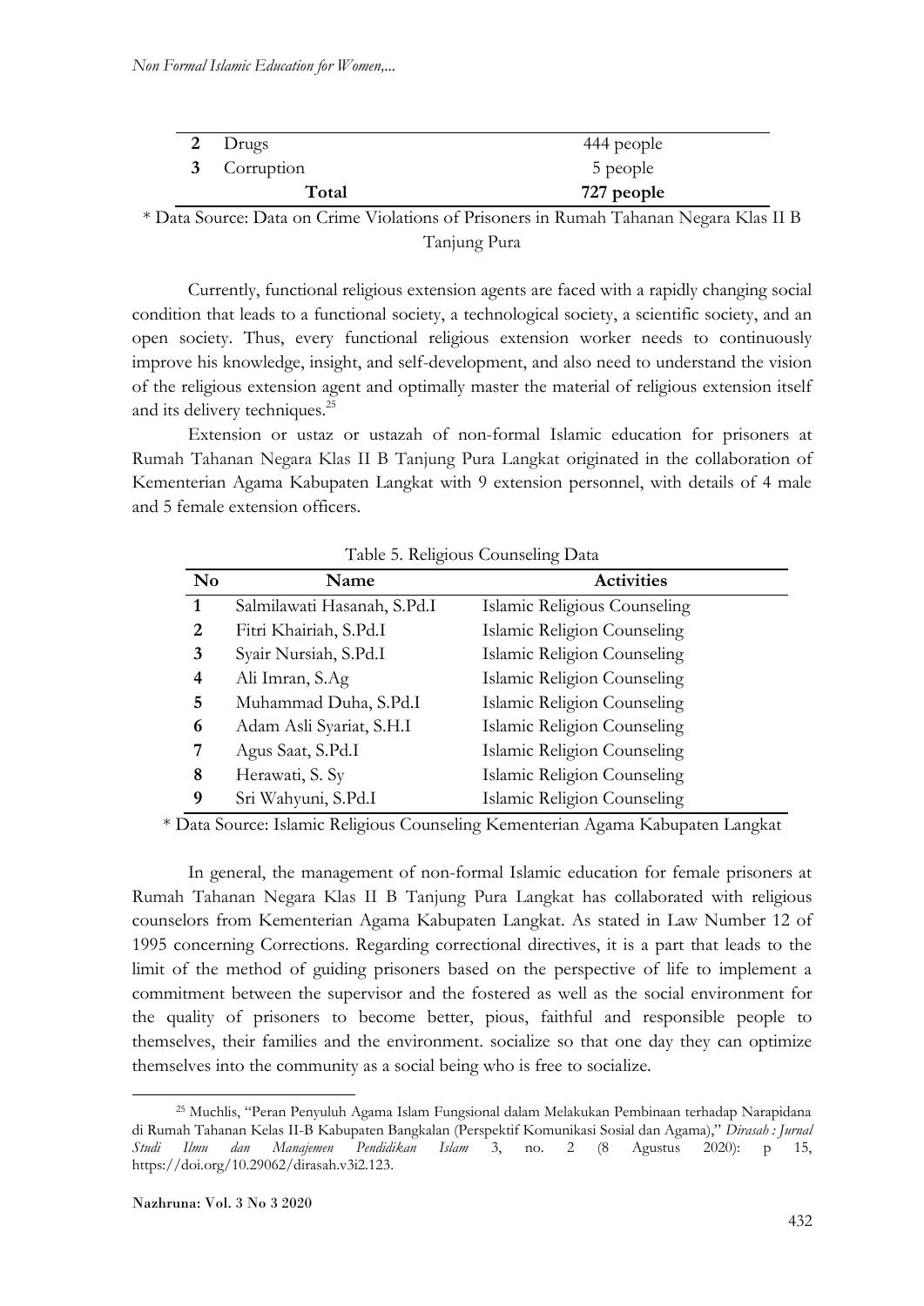| 2 | Drugs | 444 people |
|---|---|---|
| 3 | Corruption | 5 people |
| | **Total** | **727 people** |

\* Data Source: Data on Crime Violations of Prisoners in Rumah Tahanan Negara Klas II B Tanjung Pura

Currently, functional religious extension agents are faced with a rapidly changing social condition that leads to a functional society, a technological society, a scientific society, and an open society. Thus, every functional religious extension worker needs to continuously improve his knowledge, insight, and self-development, and also need to understand the vision of the religious extension agent and optimally master the material of religious extension itself and its delivery techniques.[25]

Extension or ustaz or ustazah of non-formal Islamic education for prisoners at Rumah Tahanan Negara Klas II B Tanjung Pura Langkat originated in the collaboration of Kementerian Agama Kabupaten Langkat with 9 extension personnel, with details of 4 male and 5 female extension officers.

Table 5. Religious Counseling Data

| No | Name | Activities |
|---|---|---|
| 1 | Salmilawati Hasanah, S.Pd.I | Islamic Religious Counseling |
| 2 | Fitri Khairiah, S.Pd.I | Islamic Religion Counseling |
| 3 | Syair Nursiah, S.Pd.I | Islamic Religion Counseling |
| 4 | Ali Imran, S.Ag | Islamic Religion Counseling |
| 5 | Muhammad Duha, S.Pd.I | Islamic Religion Counseling |
| 6 | Adam Asli Syariat, S.H.I | Islamic Religion Counseling |
| 7 | Agus Saat, S.Pd.I | Islamic Religion Counseling |
| 8 | Herawati, S. Sy | Islamic Religion Counseling |
| 9 | Sri Wahyuni, S.Pd.I | Islamic Religion Counseling |

\* Data Source: Islamic Religious Counseling Kementerian Agama Kabupaten Langkat

In general, the management of non-formal Islamic education for female prisoners at Rumah Tahanan Negara Klas II B Tanjung Pura Langkat has collaborated with religious counselors from Kementerian Agama Kabupaten Langkat. As stated in Law Number 12 of 1995 concerning Corrections. Regarding correctional directives, it is a part that leads to the limit of the method of guiding prisoners based on the perspective of life to implement a commitment between the supervisor and the fostered as well as the social environment for the quality of prisoners to become better, pious, faithful and responsible people to themselves, their families and the environment. socialize so that one day they can optimize themselves into the community as a social being who is free to socialize.

[25] Muchlis, "Peran Penyuluh Agama Islam Fungsional dalam Melakukan Pembinaan terhadap Narapidana di Rumah Tahanan Kelas II-B Kabupaten Bangkalan (Perspektif Komunikasi Sosial dan Agama)," *Dirasah : Jurnal Studi Ilmu dan Manajemen Pendidikan Islam* 3, no. 2 (8 Agustus 2020): p 15, https://doi.org/10.29062/dirasah.v3i2.123.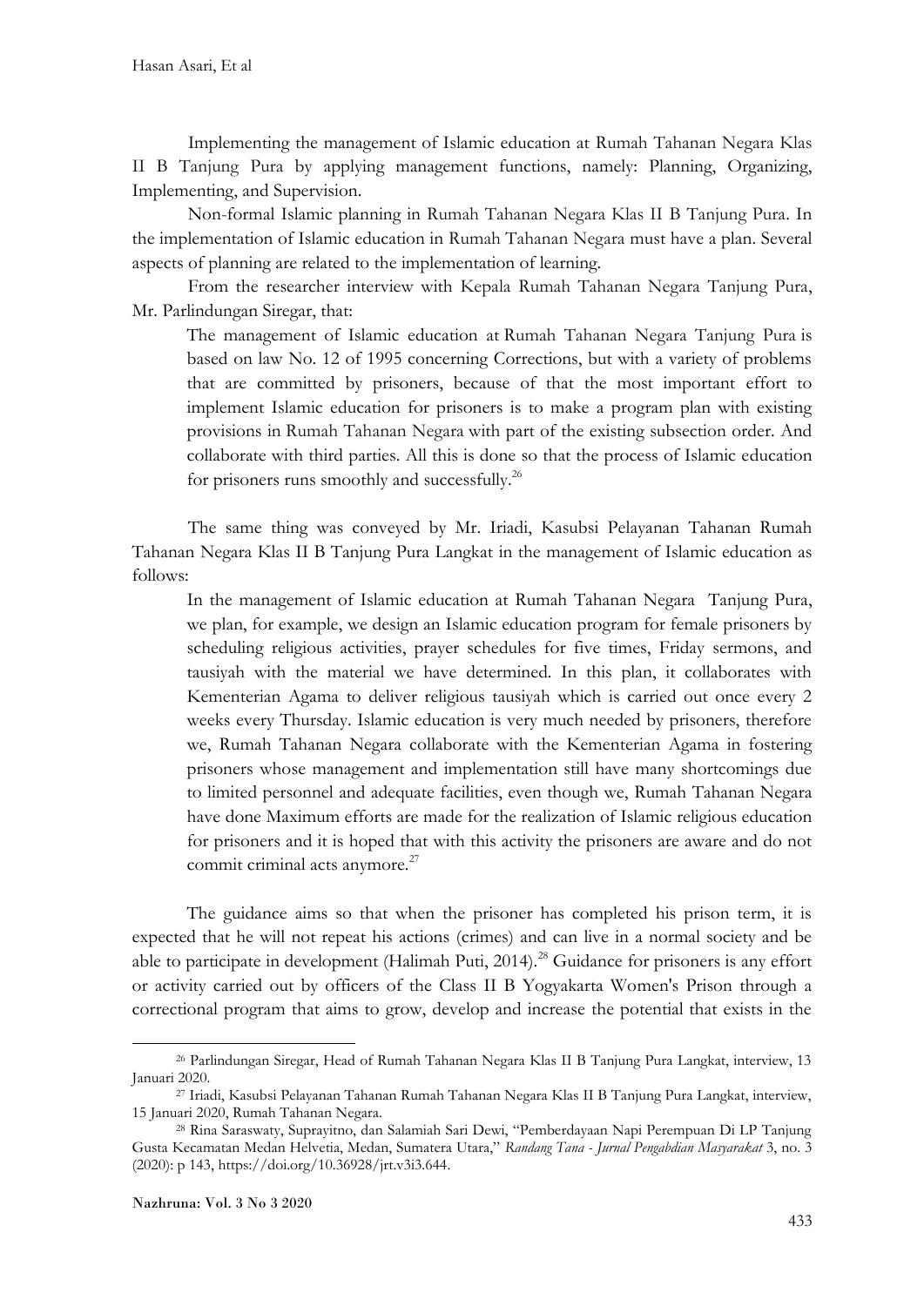Implementing the management of Islamic education at Rumah Tahanan Negara Klas II B Tanjung Pura by applying management functions, namely: Planning, Organizing, Implementing, and Supervision.

Non-formal Islamic planning in Rumah Tahanan Negara Klas II B Tanjung Pura. In the implementation of Islamic education in Rumah Tahanan Negara must have a plan. Several aspects of planning are related to the implementation of learning.

From the researcher interview with Kepala Rumah Tahanan Negara Tanjung Pura, Mr. Parlindungan Siregar, that:

> The management of Islamic education at Rumah Tahanan Negara Tanjung Pura is based on law No. 12 of 1995 concerning Corrections, but with a variety of problems that are committed by prisoners, because of that the most important effort to implement Islamic education for prisoners is to make a program plan with existing provisions in Rumah Tahanan Negara with part of the existing subsection order. And collaborate with third parties. All this is done so that the process of Islamic education for prisoners runs smoothly and successfully.[26]

The same thing was conveyed by Mr. Iriadi, Kasubsi Pelayanan Tahanan Rumah Tahanan Negara Klas II B Tanjung Pura Langkat in the management of Islamic education as follows:

> In the management of Islamic education at Rumah Tahanan Negara Tanjung Pura, we plan, for example, we design an Islamic education program for female prisoners by scheduling religious activities, prayer schedules for five times, Friday sermons, and tausiyah with the material we have determined. In this plan, it collaborates with Kementerian Agama to deliver religious tausiyah which is carried out once every 2 weeks every Thursday. Islamic education is very much needed by prisoners, therefore we, Rumah Tahanan Negara collaborate with the Kementerian Agama in fostering prisoners whose management and implementation still have many shortcomings due to limited personnel and adequate facilities, even though we, Rumah Tahanan Negara have done Maximum efforts are made for the realization of Islamic religious education for prisoners and it is hoped that with this activity the prisoners are aware and do not commit criminal acts anymore.[27]

The guidance aims so that when the prisoner has completed his prison term, it is expected that he will not repeat his actions (crimes) and can live in a normal society and be able to participate in development (Halimah Puti, 2014).[28] Guidance for prisoners is any effort or activity carried out by officers of the Class II B Yogyakarta Women's Prison through a correctional program that aims to grow, develop and increase the potential that exists in the

---

[26] Parlindungan Siregar, Head of Rumah Tahanan Negara Klas II B Tanjung Pura Langkat, interview, 13 Januari 2020.

[27] Iriadi, Kasubsi Pelayanan Tahanan Rumah Tahanan Negara Klas II B Tanjung Pura Langkat, interview, 15 Januari 2020, Rumah Tahanan Negara.

[28] Rina Saraswaty, Suprayitno, dan Salamiah Sari Dewi, "Pemberdayaan Napi Perempuan Di LP Tanjung Gusta Kecamatan Medan Helvetia, Medan, Sumatera Utara," *Randang Tana - Jurnal Pengabdian Masyarakat* 3, no. 3 (2020): p 143, https://doi.org/10.36928/jrt.v3i3.644.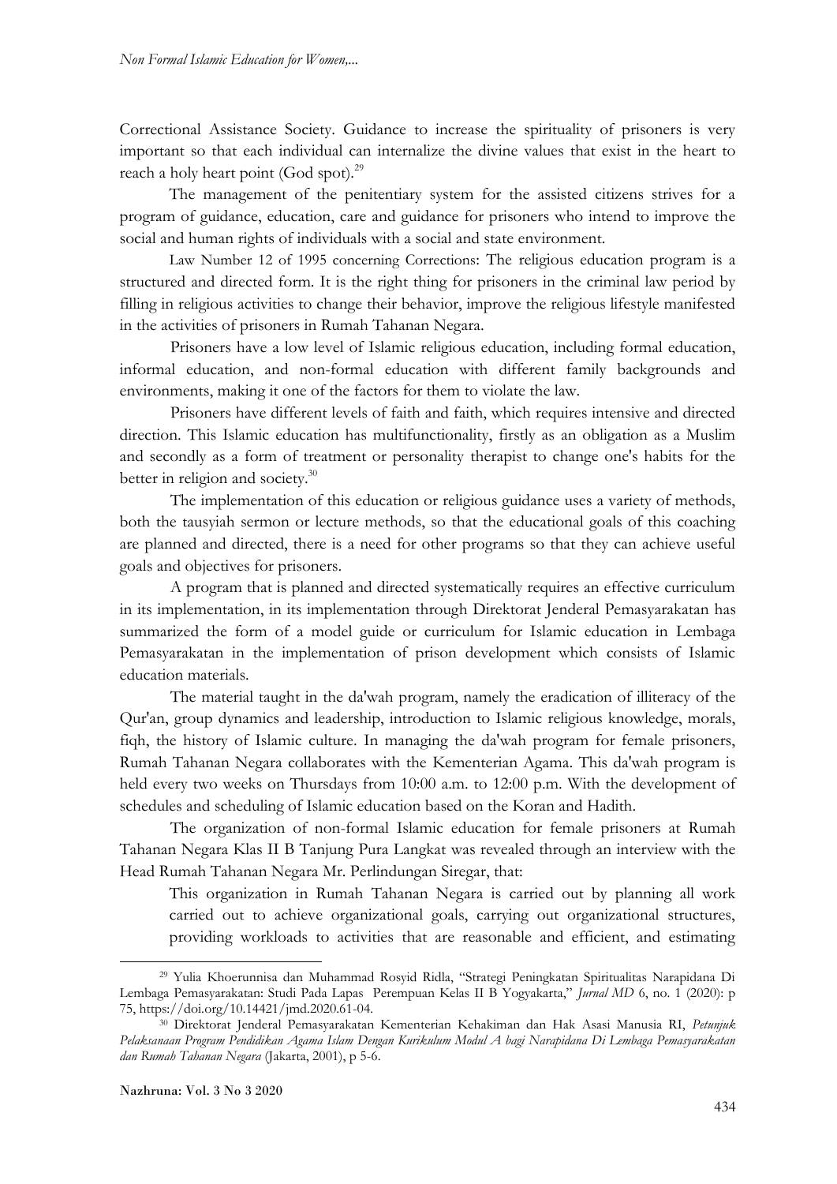Correctional Assistance Society. Guidance to increase the spirituality of prisoners is very important so that each individual can internalize the divine values that exist in the heart to reach a holy heart point (God spot).[29]

The management of the penitentiary system for the assisted citizens strives for a program of guidance, education, care and guidance for prisoners who intend to improve the social and human rights of individuals with a social and state environment.

Law Number 12 of 1995 concerning Corrections: The religious education program is a structured and directed form. It is the right thing for prisoners in the criminal law period by filling in religious activities to change their behavior, improve the religious lifestyle manifested in the activities of prisoners in Rumah Tahanan Negara.

Prisoners have a low level of Islamic religious education, including formal education, informal education, and non-formal education with different family backgrounds and environments, making it one of the factors for them to violate the law.

Prisoners have different levels of faith and faith, which requires intensive and directed direction. This Islamic education has multifunctionality, firstly as an obligation as a Muslim and secondly as a form of treatment or personality therapist to change one's habits for the better in religion and society.[30]

The implementation of this education or religious guidance uses a variety of methods, both the tausyiah sermon or lecture methods, so that the educational goals of this coaching are planned and directed, there is a need for other programs so that they can achieve useful goals and objectives for prisoners.

A program that is planned and directed systematically requires an effective curriculum in its implementation, in its implementation through Direktorat Jenderal Pemasyarakatan has summarized the form of a model guide or curriculum for Islamic education in Lembaga Pemasyarakatan in the implementation of prison development which consists of Islamic education materials.

The material taught in the da'wah program, namely the eradication of illiteracy of the Qur'an, group dynamics and leadership, introduction to Islamic religious knowledge, morals, fiqh, the history of Islamic culture. In managing the da'wah program for female prisoners, Rumah Tahanan Negara collaborates with the Kementerian Agama. This da'wah program is held every two weeks on Thursdays from 10:00 a.m. to 12:00 p.m. With the development of schedules and scheduling of Islamic education based on the Koran and Hadith.

The organization of non-formal Islamic education for female prisoners at Rumah Tahanan Negara Klas II B Tanjung Pura Langkat was revealed through an interview with the Head Rumah Tahanan Negara Mr. Perlindungan Siregar, that:

> This organization in Rumah Tahanan Negara is carried out by planning all work carried out to achieve organizational goals, carrying out organizational structures, providing workloads to activities that are reasonable and efficient, and estimating

---

[29] Yulia Khoerunnisa dan Muhammad Rosyid Ridla, "Strategi Peningkatan Spiritualitas Narapidana Di Lembaga Pemasyarakatan: Studi Pada Lapas Perempuan Kelas II B Yogyakarta," *Jurnal MD* 6, no. 1 (2020): p 75, https://doi.org/10.14421/jmd.2020.61-04.

[30] Direktorat Jenderal Pemasyarakatan Kementerian Kehakiman dan Hak Asasi Manusia RI, *Petunjuk Pelaksanaan Program Pendidikan Agama Islam Dengan Kurikulum Modul A bagi Narapidana Di Lembaga Pemasyarakatan dan Rumah Tahanan Negara* (Jakarta, 2001), p 5-6.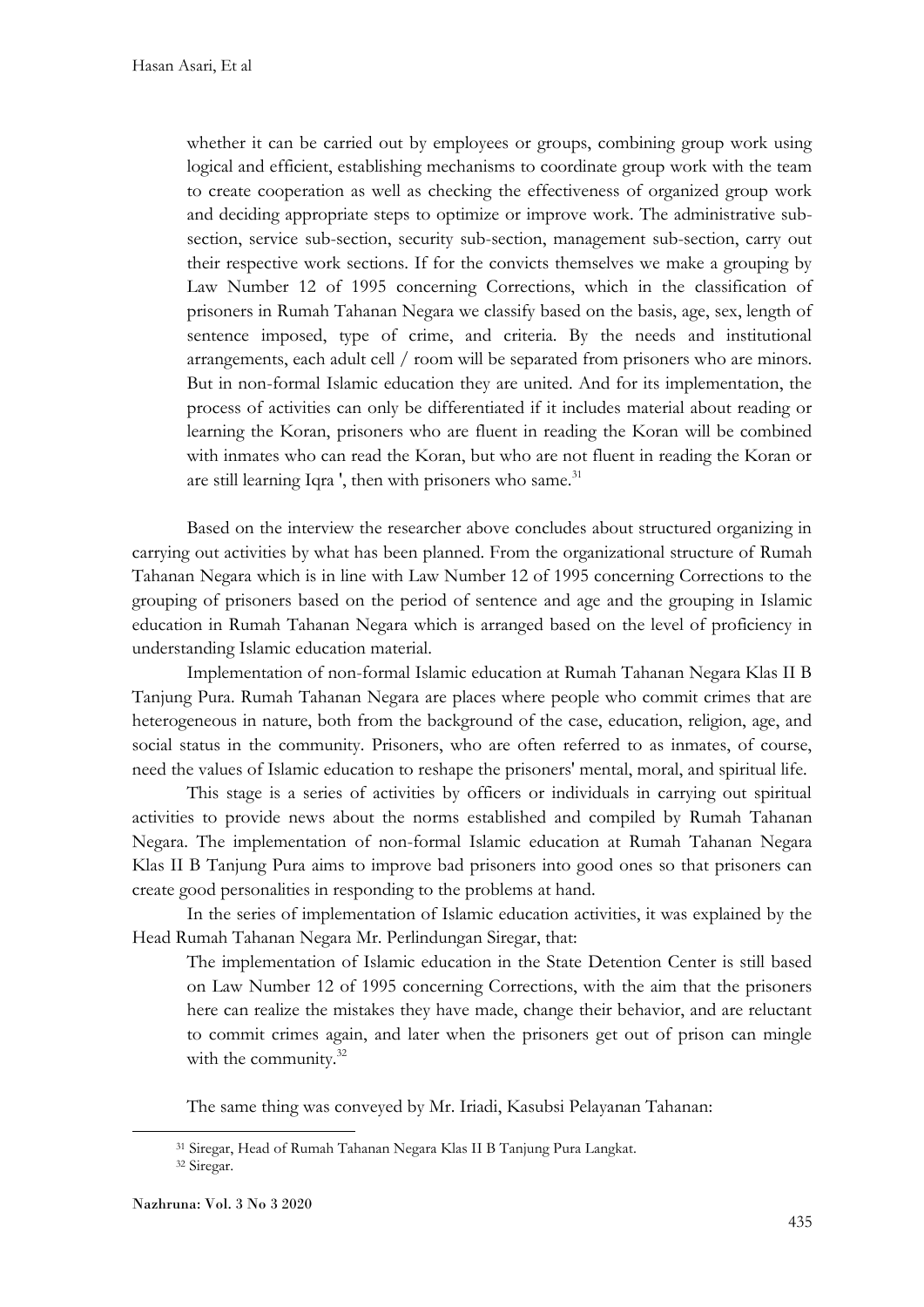> whether it can be carried out by employees or groups, combining group work using logical and efficient, establishing mechanisms to coordinate group work with the team to create cooperation as well as checking the effectiveness of organized group work and deciding appropriate steps to optimize or improve work. The administrative sub-section, service sub-section, security sub-section, management sub-section, carry out their respective work sections. If for the convicts themselves we make a grouping by Law Number 12 of 1995 concerning Corrections, which in the classification of prisoners in Rumah Tahanan Negara we classify based on the basis, age, sex, length of sentence imposed, type of crime, and criteria. By the needs and institutional arrangements, each adult cell / room will be separated from prisoners who are minors. But in non-formal Islamic education they are united. And for its implementation, the process of activities can only be differentiated if it includes material about reading or learning the Koran, prisoners who are fluent in reading the Koran will be combined with inmates who can read the Koran, but who are not fluent in reading the Koran or are still learning Iqra ', then with prisoners who same.[31]

Based on the interview the researcher above concludes about structured organizing in carrying out activities by what has been planned. From the organizational structure of Rumah Tahanan Negara which is in line with Law Number 12 of 1995 concerning Corrections to the grouping of prisoners based on the period of sentence and age and the grouping in Islamic education in Rumah Tahanan Negara which is arranged based on the level of proficiency in understanding Islamic education material.

Implementation of non-formal Islamic education at Rumah Tahanan Negara Klas II B Tanjung Pura. Rumah Tahanan Negara are places where people who commit crimes that are heterogeneous in nature, both from the background of the case, education, religion, age, and social status in the community. Prisoners, who are often referred to as inmates, of course, need the values of Islamic education to reshape the prisoners' mental, moral, and spiritual life.

This stage is a series of activities by officers or individuals in carrying out spiritual activities to provide news about the norms established and compiled by Rumah Tahanan Negara. The implementation of non-formal Islamic education at Rumah Tahanan Negara Klas II B Tanjung Pura aims to improve bad prisoners into good ones so that prisoners can create good personalities in responding to the problems at hand.

In the series of implementation of Islamic education activities, it was explained by the Head Rumah Tahanan Negara Mr. Perlindungan Siregar, that:

> The implementation of Islamic education in the State Detention Center is still based on Law Number 12 of 1995 concerning Corrections, with the aim that the prisoners here can realize the mistakes they have made, change their behavior, and are reluctant to commit crimes again, and later when the prisoners get out of prison can mingle with the community.[32]

The same thing was conveyed by Mr. Iriadi, Kasubsi Pelayanan Tahanan:

---

[31] Siregar, Head of Rumah Tahanan Negara Klas II B Tanjung Pura Langkat.

[32] Siregar.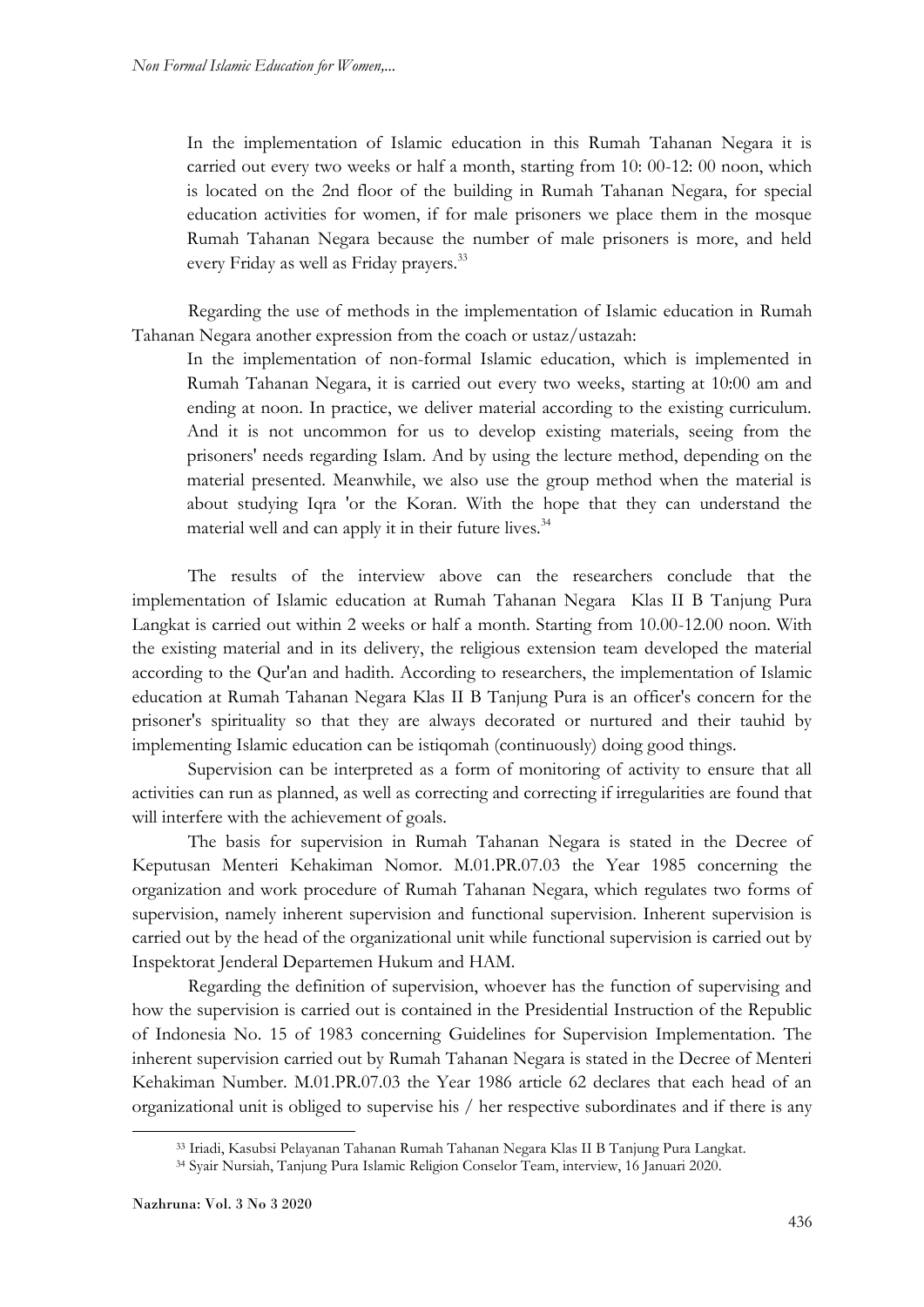> In the implementation of Islamic education in this Rumah Tahanan Negara it is carried out every two weeks or half a month, starting from 10: 00-12: 00 noon, which is located on the 2nd floor of the building in Rumah Tahanan Negara, for special education activities for women, if for male prisoners we place them in the mosque Rumah Tahanan Negara because the number of male prisoners is more, and held every Friday as well as Friday prayers.[33]

Regarding the use of methods in the implementation of Islamic education in Rumah Tahanan Negara another expression from the coach or ustaz/ustazah:

> In the implementation of non-formal Islamic education, which is implemented in Rumah Tahanan Negara, it is carried out every two weeks, starting at 10:00 am and ending at noon. In practice, we deliver material according to the existing curriculum. And it is not uncommon for us to develop existing materials, seeing from the prisoners' needs regarding Islam. And by using the lecture method, depending on the material presented. Meanwhile, we also use the group method when the material is about studying Iqra 'or the Koran. With the hope that they can understand the material well and can apply it in their future lives.[34]

The results of the interview above can the researchers conclude that the implementation of Islamic education at Rumah Tahanan Negara Klas II B Tanjung Pura Langkat is carried out within 2 weeks or half a month. Starting from 10.00-12.00 noon. With the existing material and in its delivery, the religious extension team developed the material according to the Qur'an and hadith. According to researchers, the implementation of Islamic education at Rumah Tahanan Negara Klas II B Tanjung Pura is an officer's concern for the prisoner's spirituality so that they are always decorated or nurtured and their tauhid by implementing Islamic education can be istiqomah (continuously) doing good things.

Supervision can be interpreted as a form of monitoring of activity to ensure that all activities can run as planned, as well as correcting and correcting if irregularities are found that will interfere with the achievement of goals.

The basis for supervision in Rumah Tahanan Negara is stated in the Decree of Keputusan Menteri Kehakiman Nomor. M.01.PR.07.03 the Year 1985 concerning the organization and work procedure of Rumah Tahanan Negara, which regulates two forms of supervision, namely inherent supervision and functional supervision. Inherent supervision is carried out by the head of the organizational unit while functional supervision is carried out by Inspektorat Jenderal Departemen Hukum and HAM.

Regarding the definition of supervision, whoever has the function of supervising and how the supervision is carried out is contained in the Presidential Instruction of the Republic of Indonesia No. 15 of 1983 concerning Guidelines for Supervision Implementation. The inherent supervision carried out by Rumah Tahanan Negara is stated in the Decree of Menteri Kehakiman Number. M.01.PR.07.03 the Year 1986 article 62 declares that each head of an organizational unit is obliged to supervise his / her respective subordinates and if there is any

---

[33] Iriadi, Kasubsi Pelayanan Tahanan Rumah Tahanan Negara Klas II B Tanjung Pura Langkat.

[34] Syair Nursiah, Tanjung Pura Islamic Religion Conselor Team, interview, 16 Januari 2020.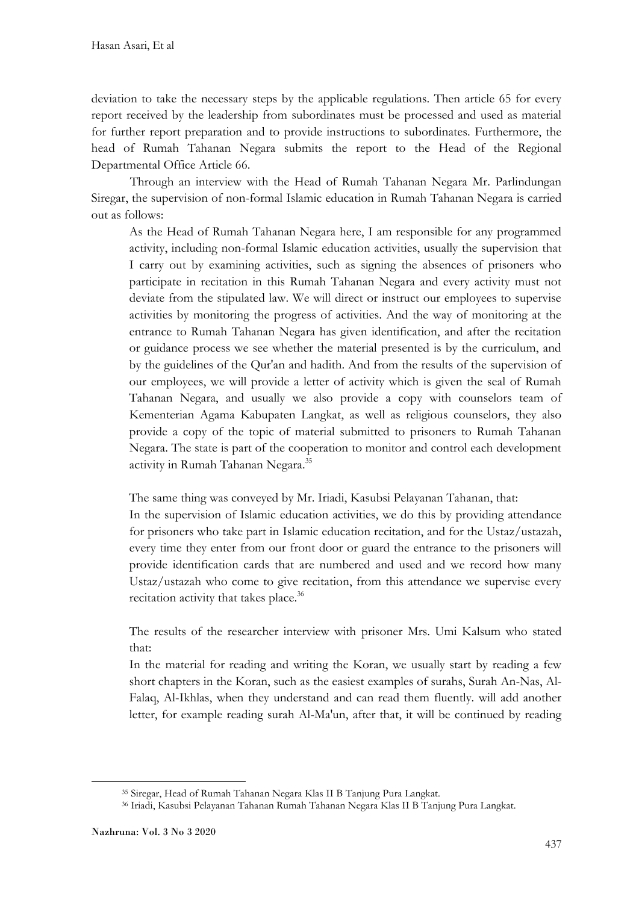deviation to take the necessary steps by the applicable regulations. Then article 65 for every report received by the leadership from subordinates must be processed and used as material for further report preparation and to provide instructions to subordinates. Furthermore, the head of Rumah Tahanan Negara submits the report to the Head of the Regional Departmental Office Article 66.

Through an interview with the Head of Rumah Tahanan Negara Mr. Parlindungan Siregar, the supervision of non-formal Islamic education in Rumah Tahanan Negara is carried out as follows:

> As the Head of Rumah Tahanan Negara here, I am responsible for any programmed activity, including non-formal Islamic education activities, usually the supervision that I carry out by examining activities, such as signing the absences of prisoners who participate in recitation in this Rumah Tahanan Negara and every activity must not deviate from the stipulated law. We will direct or instruct our employees to supervise activities by monitoring the progress of activities. And the way of monitoring at the entrance to Rumah Tahanan Negara has given identification, and after the recitation or guidance process we see whether the material presented is by the curriculum, and by the guidelines of the Qur'an and hadith. And from the results of the supervision of our employees, we will provide a letter of activity which is given the seal of Rumah Tahanan Negara, and usually we also provide a copy with counselors team of Kementerian Agama Kabupaten Langkat, as well as religious counselors, they also provide a copy of the topic of material submitted to prisoners to Rumah Tahanan Negara. The state is part of the cooperation to monitor and control each development activity in Rumah Tahanan Negara.[35]

> The same thing was conveyed by Mr. Iriadi, Kasubsi Pelayanan Tahanan, that:
>
> In the supervision of Islamic education activities, we do this by providing attendance for prisoners who take part in Islamic education recitation, and for the Ustaz/ustazah, every time they enter from our front door or guard the entrance to the prisoners will provide identification cards that are numbered and used and we record how many Ustaz/ustazah who come to give recitation, from this attendance we supervise every recitation activity that takes place.[36]

> The results of the researcher interview with prisoner Mrs. Umi Kalsum who stated that:
>
> In the material for reading and writing the Koran, we usually start by reading a few short chapters in the Koran, such as the easiest examples of surahs, Surah An-Nas, Al-Falaq, Al-Ikhlas, when they understand and can read them fluently. will add another letter, for example reading surah Al-Ma'un, after that, it will be continued by reading

---

[35] Siregar, Head of Rumah Tahanan Negara Klas II B Tanjung Pura Langkat.

[36] Iriadi, Kasubsi Pelayanan Tahanan Rumah Tahanan Negara Klas II B Tanjung Pura Langkat.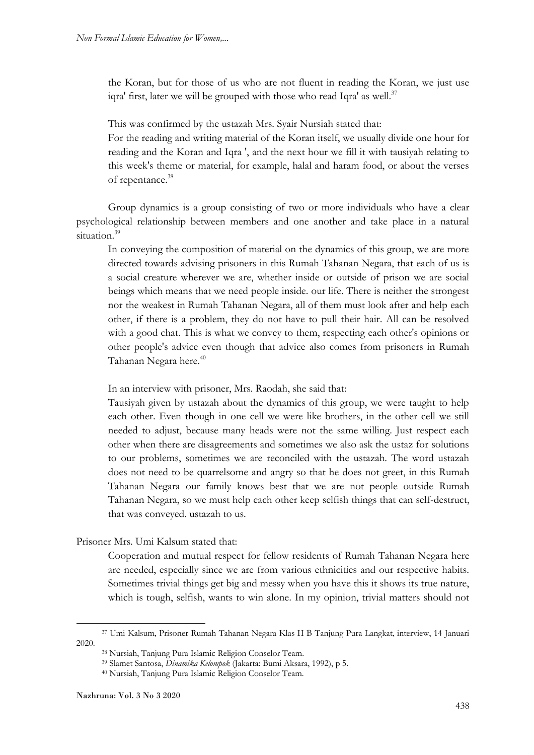the Koran, but for those of us who are not fluent in reading the Koran, we just use iqra' first, later we will be grouped with those who read Iqra' as well.[37]

This was confirmed by the ustazah Mrs. Syair Nursiah stated that:

> For the reading and writing material of the Koran itself, we usually divide one hour for reading and the Koran and Iqra ', and the next hour we fill it with tausiyah relating to this week's theme or material, for example, halal and haram food, or about the verses of repentance.[38]

Group dynamics is a group consisting of two or more individuals who have a clear psychological relationship between members and one another and take place in a natural situation.[39]

> In conveying the composition of material on the dynamics of this group, we are more directed towards advising prisoners in this Rumah Tahanan Negara, that each of us is a social creature wherever we are, whether inside or outside of prison we are social beings which means that we need people inside. our life. There is neither the strongest nor the weakest in Rumah Tahanan Negara, all of them must look after and help each other, if there is a problem, they do not have to pull their hair. All can be resolved with a good chat. This is what we convey to them, respecting each other's opinions or other people's advice even though that advice also comes from prisoners in Rumah Tahanan Negara here.[40]

In an interview with prisoner, Mrs. Raodah, she said that:

> Tausiyah given by ustazah about the dynamics of this group, we were taught to help each other. Even though in one cell we were like brothers, in the other cell we still needed to adjust, because many heads were not the same willing. Just respect each other when there are disagreements and sometimes we also ask the ustaz for solutions to our problems, sometimes we are reconciled with the ustazah. The word ustazah does not need to be quarrelsome and angry so that he does not greet, in this Rumah Tahanan Negara our family knows best that we are not people outside Rumah Tahanan Negara, so we must help each other keep selfish things that can self-destruct, that was conveyed. ustazah to us.

Prisoner Mrs. Umi Kalsum stated that:

> Cooperation and mutual respect for fellow residents of Rumah Tahanan Negara here are needed, especially since we are from various ethnicities and our respective habits. Sometimes trivial things get big and messy when you have this it shows its true nature, which is tough, selfish, wants to win alone. In my opinion, trivial matters should not

---

[37] Umi Kalsum, Prisoner Rumah Tahanan Negara Klas II B Tanjung Pura Langkat, interview, 14 Januari 2020.

[38] Nursiah, Tanjung Pura Islamic Religion Conselor Team.

[39] Slamet Santosa, *Dinamika Kelompok* (Jakarta: Bumi Aksara, 1992), p 5.

[40] Nursiah, Tanjung Pura Islamic Religion Conselor Team.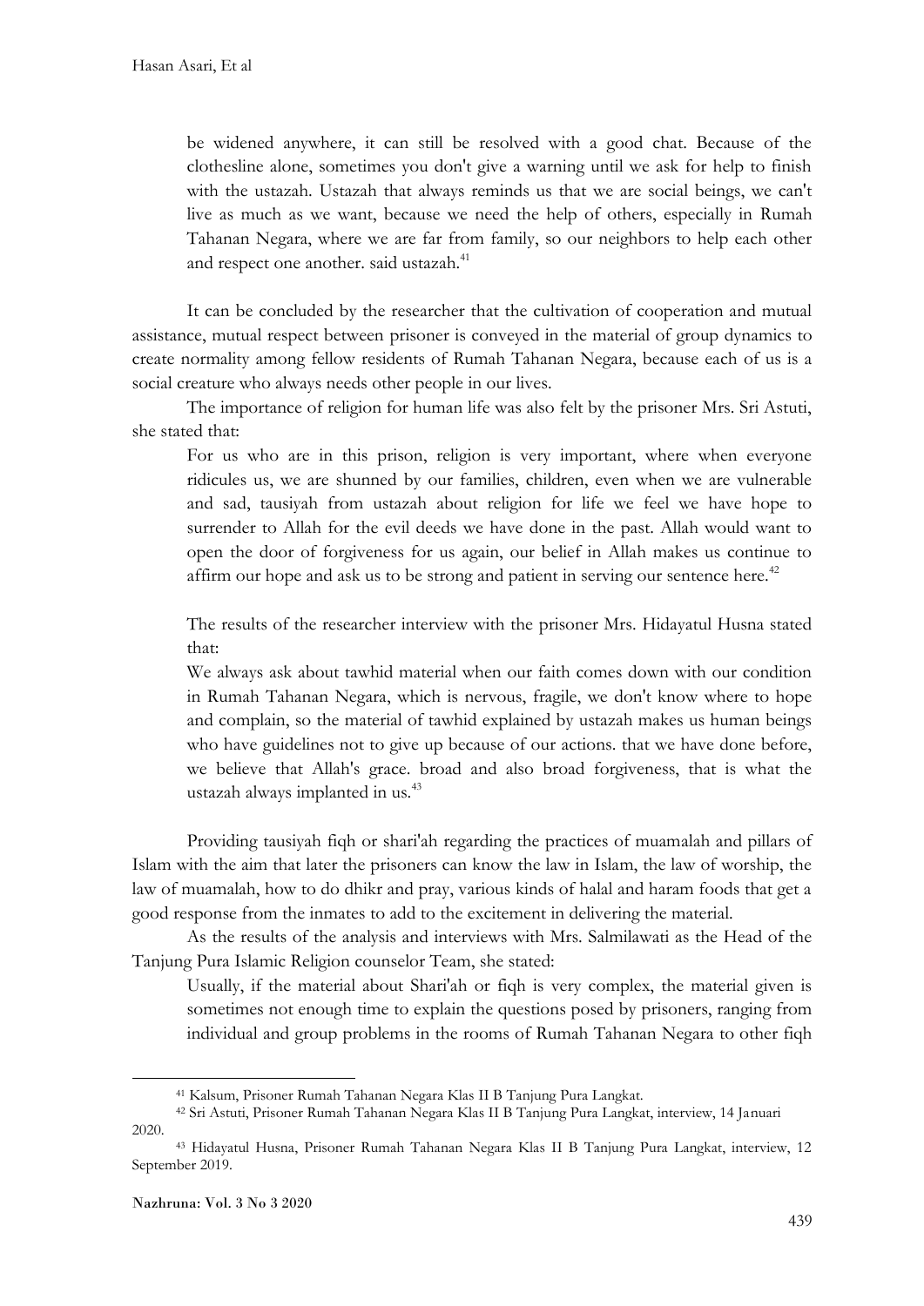> be widened anywhere, it can still be resolved with a good chat. Because of the clothesline alone, sometimes you don't give a warning until we ask for help to finish with the ustazah. Ustazah that always reminds us that we are social beings, we can't live as much as we want, because we need the help of others, especially in Rumah Tahanan Negara, where we are far from family, so our neighbors to help each other and respect one another. said ustazah.[41]

It can be concluded by the researcher that the cultivation of cooperation and mutual assistance, mutual respect between prisoner is conveyed in the material of group dynamics to create normality among fellow residents of Rumah Tahanan Negara, because each of us is a social creature who always needs other people in our lives.

The importance of religion for human life was also felt by the prisoner Mrs. Sri Astuti, she stated that:

> For us who are in this prison, religion is very important, where when everyone ridicules us, we are shunned by our families, children, even when we are vulnerable and sad, tausiyah from ustazah about religion for life we feel we have hope to surrender to Allah for the evil deeds we have done in the past. Allah would want to open the door of forgiveness for us again, our belief in Allah makes us continue to affirm our hope and ask us to be strong and patient in serving our sentence here.[42]

The results of the researcher interview with the prisoner Mrs. Hidayatul Husna stated that:

> We always ask about tawhid material when our faith comes down with our condition in Rumah Tahanan Negara, which is nervous, fragile, we don't know where to hope and complain, so the material of tawhid explained by ustazah makes us human beings who have guidelines not to give up because of our actions. that we have done before, we believe that Allah's grace. broad and also broad forgiveness, that is what the ustazah always implanted in us.[43]

Providing tausiyah fiqh or shari'ah regarding the practices of muamalah and pillars of Islam with the aim that later the prisoners can know the law in Islam, the law of worship, the law of muamalah, how to do dhikr and pray, various kinds of halal and haram foods that get a good response from the inmates to add to the excitement in delivering the material.

As the results of the analysis and interviews with Mrs. Salmilawati as the Head of the Tanjung Pura Islamic Religion counselor Team, she stated:

> Usually, if the material about Shari'ah or fiqh is very complex, the material given is sometimes not enough time to explain the questions posed by prisoners, ranging from individual and group problems in the rooms of Rumah Tahanan Negara to other fiqh

---

[41] Kalsum, Prisoner Rumah Tahanan Negara Klas II B Tanjung Pura Langkat.

[42] Sri Astuti, Prisoner Rumah Tahanan Negara Klas II B Tanjung Pura Langkat, interview, 14 Januari 2020.

[43] Hidayatul Husna, Prisoner Rumah Tahanan Negara Klas II B Tanjung Pura Langkat, interview, 12 September 2019.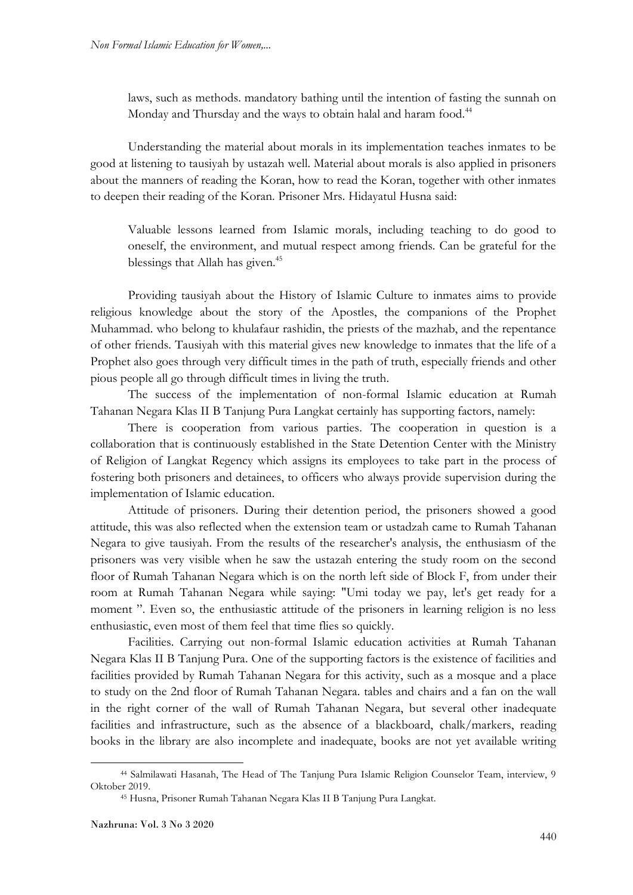laws, such as methods. mandatory bathing until the intention of fasting the sunnah on Monday and Thursday and the ways to obtain halal and haram food.[44]

Understanding the material about morals in its implementation teaches inmates to be good at listening to tausiyah by ustazah well. Material about morals is also applied in prisoners about the manners of reading the Koran, how to read the Koran, together with other inmates to deepen their reading of the Koran. Prisoner Mrs. Hidayatul Husna said:

> Valuable lessons learned from Islamic morals, including teaching to do good to oneself, the environment, and mutual respect among friends. Can be grateful for the blessings that Allah has given.[45]

Providing tausiyah about the History of Islamic Culture to inmates aims to provide religious knowledge about the story of the Apostles, the companions of the Prophet Muhammad. who belong to khulafaur rashidin, the priests of the mazhab, and the repentance of other friends. Tausiyah with this material gives new knowledge to inmates that the life of a Prophet also goes through very difficult times in the path of truth, especially friends and other pious people all go through difficult times in living the truth.

The success of the implementation of non-formal Islamic education at Rumah Tahanan Negara Klas II B Tanjung Pura Langkat certainly has supporting factors, namely:

There is cooperation from various parties. The cooperation in question is a collaboration that is continuously established in the State Detention Center with the Ministry of Religion of Langkat Regency which assigns its employees to take part in the process of fostering both prisoners and detainees, to officers who always provide supervision during the implementation of Islamic education.

Attitude of prisoners. During their detention period, the prisoners showed a good attitude, this was also reflected when the extension team or ustadzah came to Rumah Tahanan Negara to give tausiyah. From the results of the researcher's analysis, the enthusiasm of the prisoners was very visible when he saw the ustazah entering the study room on the second floor of Rumah Tahanan Negara which is on the north left side of Block F, from under their room at Rumah Tahanan Negara while saying: "Umi today we pay, let's get ready for a moment ". Even so, the enthusiastic attitude of the prisoners in learning religion is no less enthusiastic, even most of them feel that time flies so quickly.

Facilities. Carrying out non-formal Islamic education activities at Rumah Tahanan Negara Klas II B Tanjung Pura. One of the supporting factors is the existence of facilities and facilities provided by Rumah Tahanan Negara for this activity, such as a mosque and a place to study on the 2nd floor of Rumah Tahanan Negara. tables and chairs and a fan on the wall in the right corner of the wall of Rumah Tahanan Negara, but several other inadequate facilities and infrastructure, such as the absence of a blackboard, chalk/markers, reading books in the library are also incomplete and inadequate, books are not yet available writing

---

[44] Salmilawati Hasanah, The Head of The Tanjung Pura Islamic Religion Counselor Team, interview, 9 Oktober 2019.

[45] Husna, Prisoner Rumah Tahanan Negara Klas II B Tanjung Pura Langkat.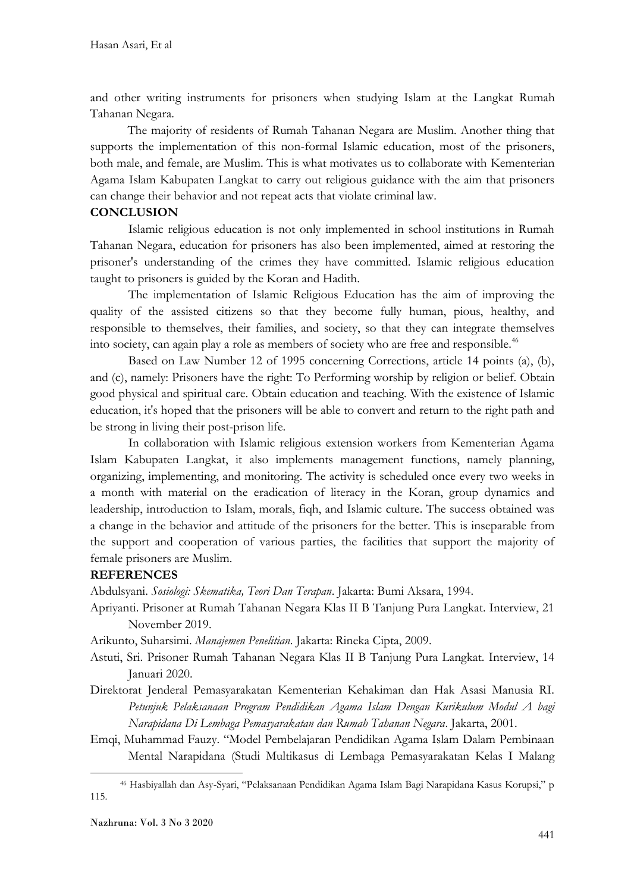and other writing instruments for prisoners when studying Islam at the Langkat Rumah Tahanan Negara.

The majority of residents of Rumah Tahanan Negara are Muslim. Another thing that supports the implementation of this non-formal Islamic education, most of the prisoners, both male, and female, are Muslim. This is what motivates us to collaborate with Kementerian Agama Islam Kabupaten Langkat to carry out religious guidance with the aim that prisoners can change their behavior and not repeat acts that violate criminal law.

## CONCLUSION

Islamic religious education is not only implemented in school institutions in Rumah Tahanan Negara, education for prisoners has also been implemented, aimed at restoring the prisoner's understanding of the crimes they have committed. Islamic religious education taught to prisoners is guided by the Koran and Hadith.

The implementation of Islamic Religious Education has the aim of improving the quality of the assisted citizens so that they become fully human, pious, healthy, and responsible to themselves, their families, and society, so that they can integrate themselves into society, can again play a role as members of society who are free and responsible.[46]

Based on Law Number 12 of 1995 concerning Corrections, article 14 points (a), (b), and (c), namely: Prisoners have the right: To Performing worship by religion or belief. Obtain good physical and spiritual care. Obtain education and teaching. With the existence of Islamic education, it's hoped that the prisoners will be able to convert and return to the right path and be strong in living their post-prison life.

In collaboration with Islamic religious extension workers from Kementerian Agama Islam Kabupaten Langkat, it also implements management functions, namely planning, organizing, implementing, and monitoring. The activity is scheduled once every two weeks in a month with material on the eradication of literacy in the Koran, group dynamics and leadership, introduction to Islam, morals, fiqh, and Islamic culture. The success obtained was a change in the behavior and attitude of the prisoners for the better. This is inseparable from the support and cooperation of various parties, the facilities that support the majority of female prisoners are Muslim.

## REFERENCES

Abdulsyani. *Sosiologi: Skematika, Teori Dan Terapan*. Jakarta: Bumi Aksara, 1994.

Apriyanti. Prisoner at Rumah Tahanan Negara Klas II B Tanjung Pura Langkat. Interview, 21 November 2019.

Arikunto, Suharsimi. *Manajemen Penelitian*. Jakarta: Rineka Cipta, 2009.

Astuti, Sri. Prisoner Rumah Tahanan Negara Klas II B Tanjung Pura Langkat. Interview, 14 Januari 2020.

Direktorat Jenderal Pemasyarakatan Kementerian Kehakiman dan Hak Asasi Manusia RI. *Petunjuk Pelaksanaan Program Pendidikan Agama Islam Dengan Kurikulum Modul A bagi Narapidana Di Lembaga Pemasyarakatan dan Rumah Tahanan Negara*. Jakarta, 2001.

Emqi, Muhammad Fauzy. "Model Pembelajaran Pendidikan Agama Islam Dalam Pembinaan Mental Narapidana (Studi Multikasus di Lembaga Pemasyarakatan Kelas I Malang

[46] Hasbiyallah dan Asy-Syari, "Pelaksanaan Pendidikan Agama Islam Bagi Narapidana Kasus Korupsi," p 115.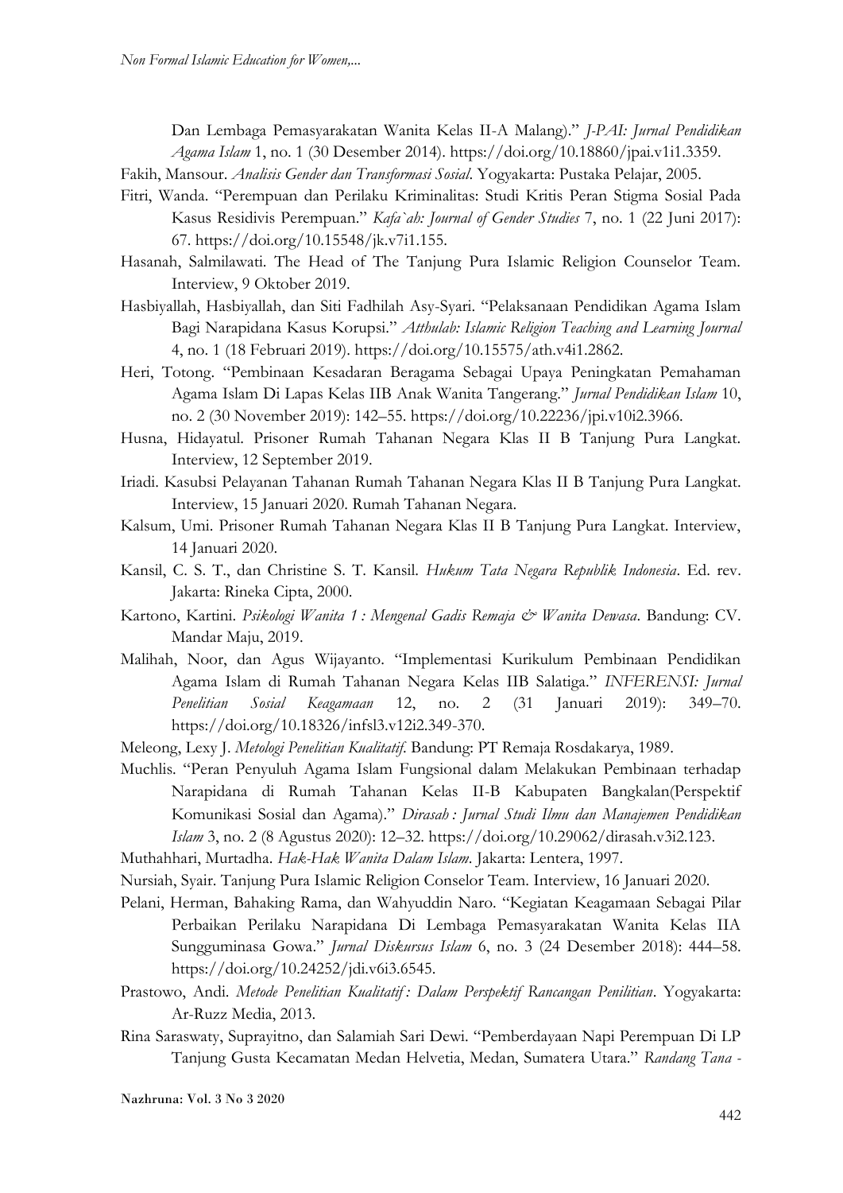Dan Lembaga Pemasyarakatan Wanita Kelas II-A Malang)." *J-PAI: Jurnal Pendidikan Agama Islam* 1, no. 1 (30 Desember 2014). https://doi.org/10.18860/jpai.v1i1.3359.

Fakih, Mansour. *Analisis Gender dan Transformasi Sosial*. Yogyakarta: Pustaka Pelajar, 2005.

Fitri, Wanda. "Perempuan dan Perilaku Kriminalitas: Studi Kritis Peran Stigma Sosial Pada Kasus Residivis Perempuan." *Kafa`ah: Journal of Gender Studies* 7, no. 1 (22 Juni 2017): 67. https://doi.org/10.15548/jk.v7i1.155.

Hasanah, Salmilawati. The Head of The Tanjung Pura Islamic Religion Counselor Team. Interview, 9 Oktober 2019.

Hasbiyallah, Hasbiyallah, dan Siti Fadhilah Asy-Syari. "Pelaksanaan Pendidikan Agama Islam Bagi Narapidana Kasus Korupsi." *Atthulab: Islamic Religion Teaching and Learning Journal* 4, no. 1 (18 Februari 2019). https://doi.org/10.15575/ath.v4i1.2862.

Heri, Totong. "Pembinaan Kesadaran Beragama Sebagai Upaya Peningkatan Pemahaman Agama Islam Di Lapas Kelas IIB Anak Wanita Tangerang." *Jurnal Pendidikan Islam* 10, no. 2 (30 November 2019): 142–55. https://doi.org/10.22236/jpi.v10i2.3966.

Husna, Hidayatul. Prisoner Rumah Tahanan Negara Klas II B Tanjung Pura Langkat. Interview, 12 September 2019.

Iriadi. Kasubsi Pelayanan Tahanan Rumah Tahanan Negara Klas II B Tanjung Pura Langkat. Interview, 15 Januari 2020. Rumah Tahanan Negara.

Kalsum, Umi. Prisoner Rumah Tahanan Negara Klas II B Tanjung Pura Langkat. Interview, 14 Januari 2020.

Kansil, C. S. T., dan Christine S. T. Kansil. *Hukum Tata Negara Republik Indonesia*. Ed. rev. Jakarta: Rineka Cipta, 2000.

Kartono, Kartini. *Psikologi Wanita 1 : Mengenal Gadis Remaja & Wanita Dewasa*. Bandung: CV. Mandar Maju, 2019.

Malihah, Noor, dan Agus Wijayanto. "Implementasi Kurikulum Pembinaan Pendidikan Agama Islam di Rumah Tahanan Negara Kelas IIB Salatiga." *INFERENSI: Jurnal Penelitian Sosial Keagamaan* 12, no. 2 (31 Januari 2019): 349–70. https://doi.org/10.18326/infsl3.v12i2.349-370.

Meleong, Lexy J. *Metologi Penelitian Kualitatif*. Bandung: PT Remaja Rosdakarya, 1989.

Muchlis. "Peran Penyuluh Agama Islam Fungsional dalam Melakukan Pembinaan terhadap Narapidana di Rumah Tahanan Kelas II-B Kabupaten Bangkalan(Perspektif Komunikasi Sosial dan Agama)." *Dirasah : Jurnal Studi Ilmu dan Manajemen Pendidikan Islam* 3, no. 2 (8 Agustus 2020): 12–32. https://doi.org/10.29062/dirasah.v3i2.123.

Muthahhari, Murtadha. *Hak-Hak Wanita Dalam Islam*. Jakarta: Lentera, 1997.

Nursiah, Syair. Tanjung Pura Islamic Religion Conselor Team. Interview, 16 Januari 2020.

Pelani, Herman, Bahaking Rama, dan Wahyuddin Naro. "Kegiatan Keagamaan Sebagai Pilar Perbaikan Perilaku Narapidana Di Lembaga Pemasyarakatan Wanita Kelas IIA Sungguminasa Gowa." *Jurnal Diskursus Islam* 6, no. 3 (24 Desember 2018): 444–58. https://doi.org/10.24252/jdi.v6i3.6545.

Prastowo, Andi. *Metode Penelitian Kualitatif : Dalam Perspektif Rancangan Penilitian*. Yogyakarta: Ar-Ruzz Media, 2013.

Rina Saraswaty, Suprayitno, dan Salamiah Sari Dewi. "Pemberdayaan Napi Perempuan Di LP Tanjung Gusta Kecamatan Medan Helvetia, Medan, Sumatera Utara." *Randang Tana -*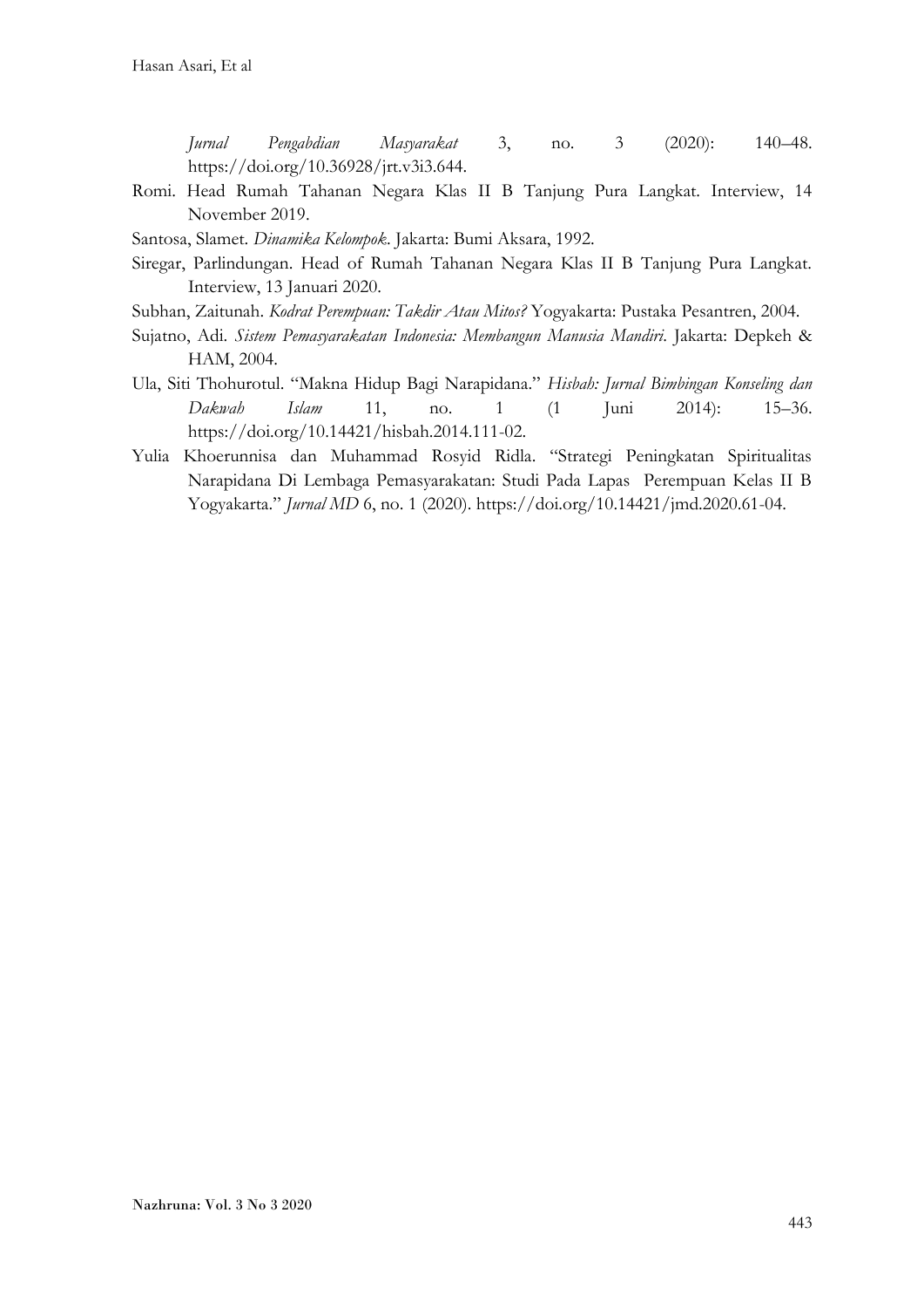*Jurnal Pengabdian Masyarakat* 3, no. 3 (2020): 140–48. https://doi.org/10.36928/jrt.v3i3.644.

Romi. Head Rumah Tahanan Negara Klas II B Tanjung Pura Langkat. Interview, 14 November 2019.

Santosa, Slamet. *Dinamika Kelompok*. Jakarta: Bumi Aksara, 1992.

Siregar, Parlindungan. Head of Rumah Tahanan Negara Klas II B Tanjung Pura Langkat. Interview, 13 Januari 2020.

Subhan, Zaitunah. *Kodrat Perempuan: Takdir Atau Mitos?* Yogyakarta: Pustaka Pesantren, 2004.

Sujatno, Adi. *Sistem Pemasyarakatan Indonesia: Membangun Manusia Mandiri*. Jakarta: Depkeh & HAM, 2004.

Ula, Siti Thohurotul. "Makna Hidup Bagi Narapidana." *Hisbah: Jurnal Bimbingan Konseling dan Dakwah Islam* 11, no. 1 (1 Juni 2014): 15–36. https://doi.org/10.14421/hisbah.2014.111-02.

Yulia Khoerunnisa dan Muhammad Rosyid Ridla. "Strategi Peningkatan Spiritualitas Narapidana Di Lembaga Pemasyarakatan: Studi Pada Lapas Perempuan Kelas II B Yogyakarta." *Jurnal MD* 6, no. 1 (2020). https://doi.org/10.14421/jmd.2020.61-04.